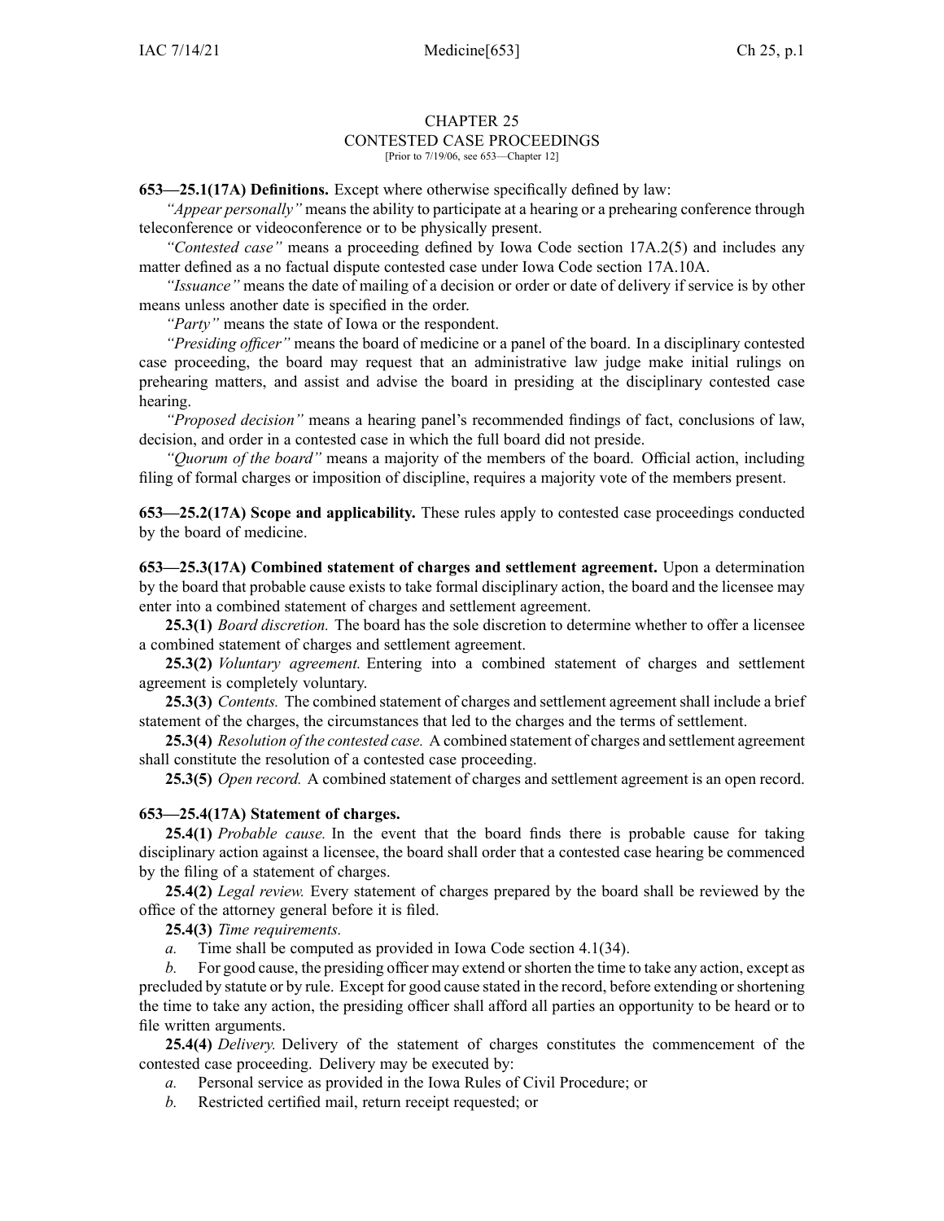# CHAPTER 25
## CONTESTED CASE PROCEEDINGS

[Prior to 7/19/06, see 653—Chapter 12]

**653—25.1(17A) Definitions.** Except where otherwise specifically defined by law:

*"Appear personally"* means the ability to participate at a hearing or a prehearing conference through teleconference or videoconference or to be physically present.

*"Contested case"* means a proceeding defined by Iowa Code section 17A.2(5) and includes any matter defined as a no factual dispute contested case under Iowa Code section 17A.10A.

*"Issuance"* means the date of mailing of a decision or order or date of delivery if service is by other means unless another date is specified in the order.

*"Party"* means the state of Iowa or the respondent.

*"Presiding officer"* means the board of medicine or a panel of the board. In a disciplinary contested case proceeding, the board may request that an administrative law judge make initial rulings on prehearing matters, and assist and advise the board in presiding at the disciplinary contested case hearing.

*"Proposed decision"* means a hearing panel's recommended findings of fact, conclusions of law, decision, and order in a contested case in which the full board did not preside.

*"Quorum of the board"* means a majority of the members of the board. Official action, including filing of formal charges or imposition of discipline, requires a majority vote of the members present.

**653—25.2(17A) Scope and applicability.** These rules apply to contested case proceedings conducted by the board of medicine.

**653—25.3(17A) Combined statement of charges and settlement agreement.** Upon a determination by the board that probable cause exists to take formal disciplinary action, the board and the licensee may enter into a combined statement of charges and settlement agreement.

**25.3(1)** *Board discretion.* The board has the sole discretion to determine whether to offer a licensee a combined statement of charges and settlement agreement.

**25.3(2)** *Voluntary agreement.* Entering into a combined statement of charges and settlement agreement is completely voluntary.

**25.3(3)** *Contents.* The combined statement of charges and settlement agreement shall include a brief statement of the charges, the circumstances that led to the charges and the terms of settlement.

**25.3(4)** *Resolution of the contested case.* A combined statement of charges and settlement agreement shall constitute the resolution of a contested case proceeding.

**25.3(5)** *Open record.* A combined statement of charges and settlement agreement is an open record.

**653—25.4(17A) Statement of charges.**

**25.4(1)** *Probable cause.* In the event that the board finds there is probable cause for taking disciplinary action against a licensee, the board shall order that a contested case hearing be commenced by the filing of a statement of charges.

**25.4(2)** *Legal review.* Every statement of charges prepared by the board shall be reviewed by the office of the attorney general before it is filed.

**25.4(3)** *Time requirements.*

*a.* Time shall be computed as provided in Iowa Code section 4.1(34).

*b.* For good cause, the presiding officer may extend or shorten the time to take any action, except as precluded by statute or by rule. Except for good cause stated in the record, before extending or shortening the time to take any action, the presiding officer shall afford all parties an opportunity to be heard or to file written arguments.

**25.4(4)** *Delivery.* Delivery of the statement of charges constitutes the commencement of the contested case proceeding. Delivery may be executed by:

*a.* Personal service as provided in the Iowa Rules of Civil Procedure; or

*b.* Restricted certified mail, return receipt requested; or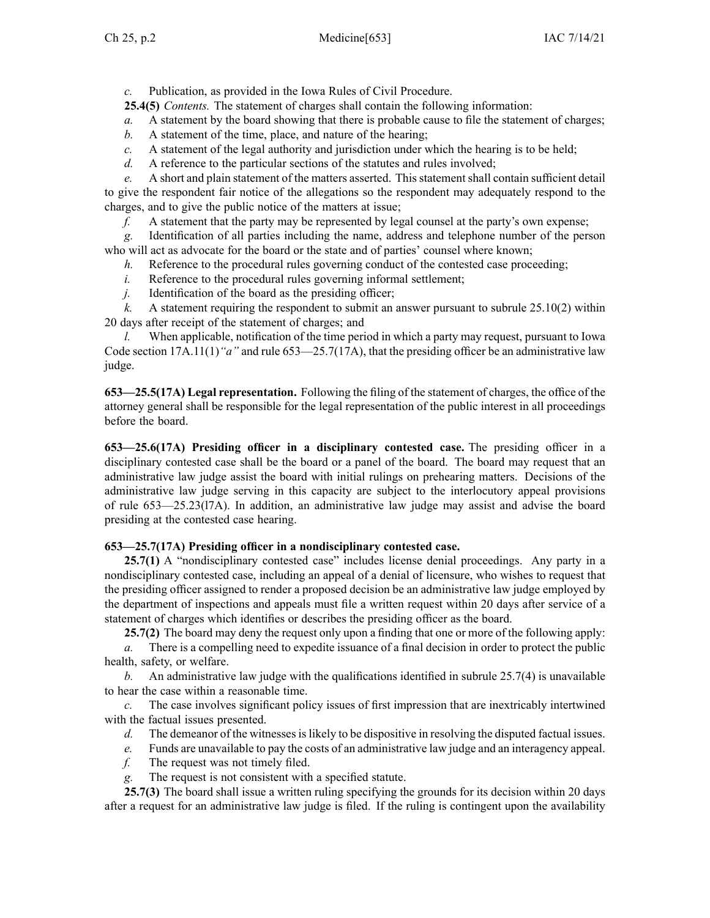*c.* Publication, as provided in the Iowa Rules of Civil Procedure.

**25.4(5)** *Contents.* The statement of charges shall contain the following information:

*a.* A statement by the board showing that there is probable cause to file the statement of charges;

*b.* A statement of the time, place, and nature of the hearing;

*c.* A statement of the legal authority and jurisdiction under which the hearing is to be held;

*d.* A reference to the particular sections of the statutes and rules involved;

*e.* A short and plain statement of the matters asserted. This statement shall contain sufficient detail to give the respondent fair notice of the allegations so the respondent may adequately respond to the charges, and to give the public notice of the matters at issue;

*f.* A statement that the party may be represented by legal counsel at the party's own expense;

*g.* Identification of all parties including the name, address and telephone number of the person who will act as advocate for the board or the state and of parties' counsel where known;

*h.* Reference to the procedural rules governing conduct of the contested case proceeding;

*i.* Reference to the procedural rules governing informal settlement;

*j.* Identification of the board as the presiding officer;

*k.* A statement requiring the respondent to submit an answer pursuant to subrule 25.10(2) within 20 days after receipt of the statement of charges; and

*l.* When applicable, notification of the time period in which a party may request, pursuant to Iowa Code section 17A.11(1)*"a"* and rule 653—25.7(17A), that the presiding officer be an administrative law judge.

**653—25.5(17A) Legal representation.** Following the filing of the statement of charges, the office of the attorney general shall be responsible for the legal representation of the public interest in all proceedings before the board.

**653—25.6(17A) Presiding officer in a disciplinary contested case.** The presiding officer in a disciplinary contested case shall be the board or a panel of the board. The board may request that an administrative law judge assist the board with initial rulings on prehearing matters. Decisions of the administrative law judge serving in this capacity are subject to the interlocutory appeal provisions of rule 653—25.23(l7A). In addition, an administrative law judge may assist and advise the board presiding at the contested case hearing.

**653—25.7(17A) Presiding officer in a nondisciplinary contested case.**

**25.7(1)** A "nondisciplinary contested case" includes license denial proceedings. Any party in a nondisciplinary contested case, including an appeal of a denial of licensure, who wishes to request that the presiding officer assigned to render a proposed decision be an administrative law judge employed by the department of inspections and appeals must file a written request within 20 days after service of a statement of charges which identifies or describes the presiding officer as the board.

**25.7(2)** The board may deny the request only upon a finding that one or more of the following apply:

*a.* There is a compelling need to expedite issuance of a final decision in order to protect the public health, safety, or welfare.

*b.* An administrative law judge with the qualifications identified in subrule 25.7(4) is unavailable to hear the case within a reasonable time.

*c.* The case involves significant policy issues of first impression that are inextricably intertwined with the factual issues presented.

*d.* The demeanor of the witnesses is likely to be dispositive in resolving the disputed factual issues.

*e.* Funds are unavailable to pay the costs of an administrative law judge and an interagency appeal.

*f.* The request was not timely filed.

*g.* The request is not consistent with a specified statute.

**25.7(3)** The board shall issue a written ruling specifying the grounds for its decision within 20 days after a request for an administrative law judge is filed. If the ruling is contingent upon the availability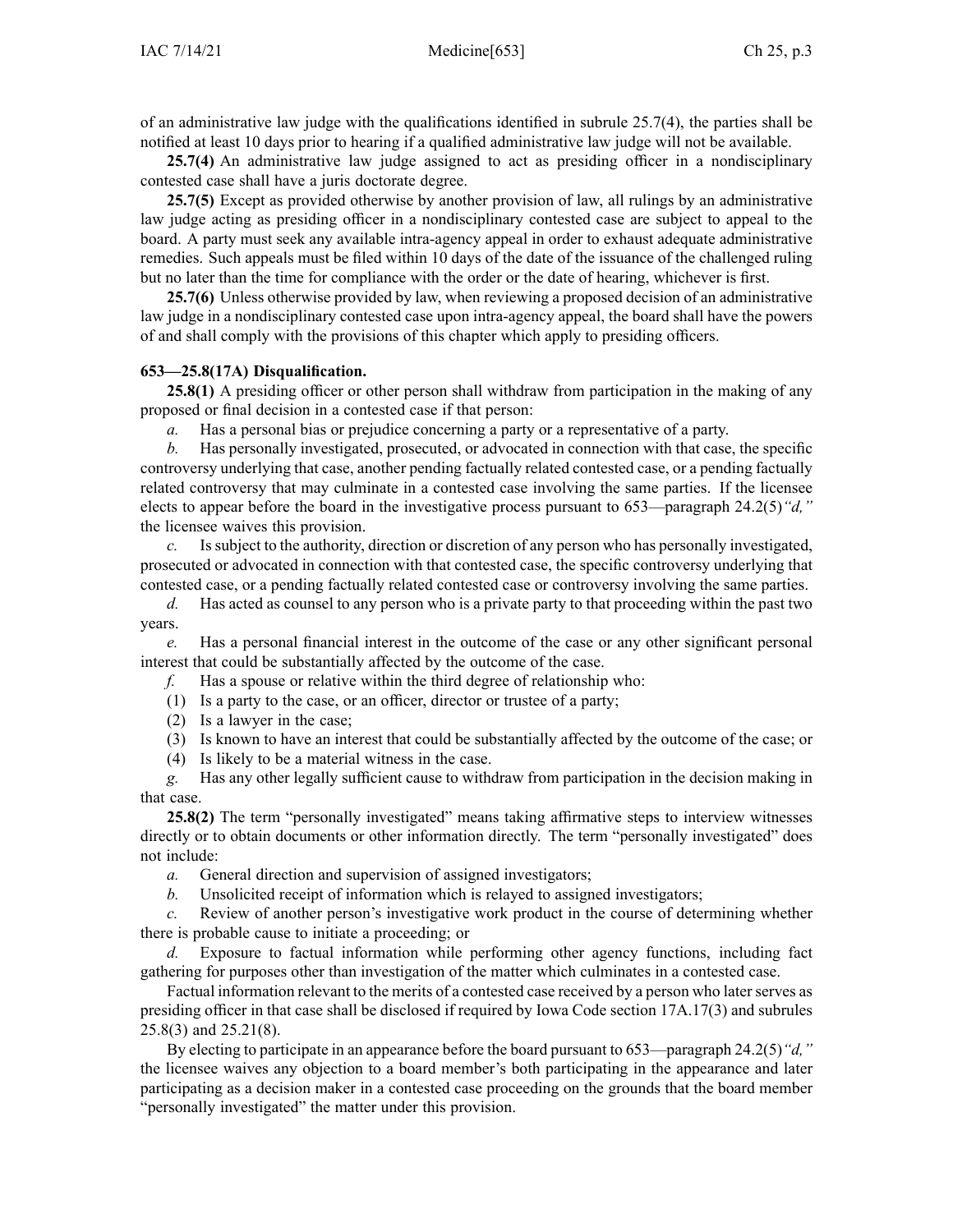of an administrative law judge with the qualifications identified in subrule 25.7(4), the parties shall be notified at least 10 days prior to hearing if a qualified administrative law judge will not be available.

**25.7(4)** An administrative law judge assigned to act as presiding officer in a nondisciplinary contested case shall have a juris doctorate degree.

**25.7(5)** Except as provided otherwise by another provision of law, all rulings by an administrative law judge acting as presiding officer in a nondisciplinary contested case are subject to appeal to the board. A party must seek any available intra-agency appeal in order to exhaust adequate administrative remedies. Such appeals must be filed within 10 days of the date of the issuance of the challenged ruling but no later than the time for compliance with the order or the date of hearing, whichever is first.

**25.7(6)** Unless otherwise provided by law, when reviewing a proposed decision of an administrative law judge in a nondisciplinary contested case upon intra-agency appeal, the board shall have the powers of and shall comply with the provisions of this chapter which apply to presiding officers.

**653—25.8(17A) Disqualification.**

**25.8(1)** A presiding officer or other person shall withdraw from participation in the making of any proposed or final decision in a contested case if that person:

*a.* Has a personal bias or prejudice concerning a party or a representative of a party.

*b.* Has personally investigated, prosecuted, or advocated in connection with that case, the specific controversy underlying that case, another pending factually related contested case, or a pending factually related controversy that may culminate in a contested case involving the same parties. If the licensee elects to appear before the board in the investigative process pursuant to 653—paragraph 24.2(5)*"d,"* the licensee waives this provision.

*c.* Is subject to the authority, direction or discretion of any person who has personally investigated, prosecuted or advocated in connection with that contested case, the specific controversy underlying that contested case, or a pending factually related contested case or controversy involving the same parties.

*d.* Has acted as counsel to any person who is a private party to that proceeding within the past two years.

*e.* Has a personal financial interest in the outcome of the case or any other significant personal interest that could be substantially affected by the outcome of the case.

*f.* Has a spouse or relative within the third degree of relationship who:

(1) Is a party to the case, or an officer, director or trustee of a party;

(2) Is a lawyer in the case;

(3) Is known to have an interest that could be substantially affected by the outcome of the case; or

(4) Is likely to be a material witness in the case.

*g.* Has any other legally sufficient cause to withdraw from participation in the decision making in that case.

**25.8(2)** The term "personally investigated" means taking affirmative steps to interview witnesses directly or to obtain documents or other information directly. The term "personally investigated" does not include:

*a.* General direction and supervision of assigned investigators;

*b.* Unsolicited receipt of information which is relayed to assigned investigators;

*c.* Review of another person's investigative work product in the course of determining whether there is probable cause to initiate a proceeding; or

*d.* Exposure to factual information while performing other agency functions, including fact gathering for purposes other than investigation of the matter which culminates in a contested case.

Factual information relevant to the merits of a contested case received by a person who later serves as presiding officer in that case shall be disclosed if required by Iowa Code section 17A.17(3) and subrules 25.8(3) and 25.21(8).

By electing to participate in an appearance before the board pursuant to 653—paragraph 24.2(5)*"d,"* the licensee waives any objection to a board member's both participating in the appearance and later participating as a decision maker in a contested case proceeding on the grounds that the board member "personally investigated" the matter under this provision.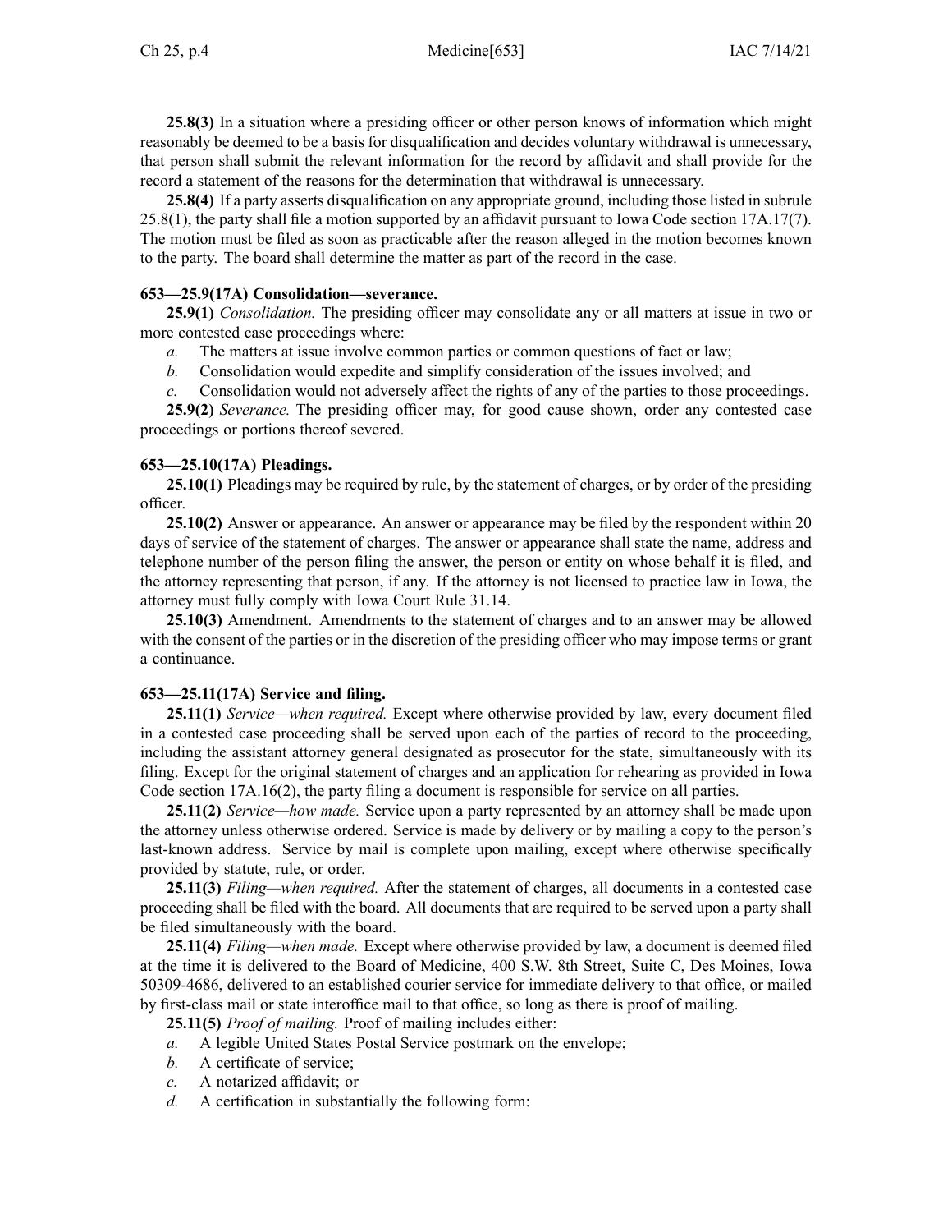**25.8(3)** In a situation where a presiding officer or other person knows of information which might reasonably be deemed to be a basis for disqualification and decides voluntary withdrawal is unnecessary, that person shall submit the relevant information for the record by affidavit and shall provide for the record a statement of the reasons for the determination that withdrawal is unnecessary.

**25.8(4)** If a party asserts disqualification on any appropriate ground, including those listed in subrule 25.8(1), the party shall file a motion supported by an affidavit pursuant to Iowa Code section 17A.17(7). The motion must be filed as soon as practicable after the reason alleged in the motion becomes known to the party. The board shall determine the matter as part of the record in the case.

### 653—25.9(17A) Consolidation—severance.

**25.9(1)** *Consolidation.* The presiding officer may consolidate any or all matters at issue in two or more contested case proceedings where:

*a.* The matters at issue involve common parties or common questions of fact or law;

*b.* Consolidation would expedite and simplify consideration of the issues involved; and

*c.* Consolidation would not adversely affect the rights of any of the parties to those proceedings.

**25.9(2)** *Severance.* The presiding officer may, for good cause shown, order any contested case proceedings or portions thereof severed.

### 653—25.10(17A) Pleadings.

**25.10(1)** Pleadings may be required by rule, by the statement of charges, or by order of the presiding officer.

**25.10(2)** Answer or appearance. An answer or appearance may be filed by the respondent within 20 days of service of the statement of charges. The answer or appearance shall state the name, address and telephone number of the person filing the answer, the person or entity on whose behalf it is filed, and the attorney representing that person, if any. If the attorney is not licensed to practice law in Iowa, the attorney must fully comply with Iowa Court Rule 31.14.

**25.10(3)** Amendment. Amendments to the statement of charges and to an answer may be allowed with the consent of the parties or in the discretion of the presiding officer who may impose terms or grant a continuance.

### 653—25.11(17A) Service and filing.

**25.11(1)** *Service—when required.* Except where otherwise provided by law, every document filed in a contested case proceeding shall be served upon each of the parties of record to the proceeding, including the assistant attorney general designated as prosecutor for the state, simultaneously with its filing. Except for the original statement of charges and an application for rehearing as provided in Iowa Code section 17A.16(2), the party filing a document is responsible for service on all parties.

**25.11(2)** *Service—how made.* Service upon a party represented by an attorney shall be made upon the attorney unless otherwise ordered. Service is made by delivery or by mailing a copy to the person's last-known address. Service by mail is complete upon mailing, except where otherwise specifically provided by statute, rule, or order.

**25.11(3)** *Filing—when required.* After the statement of charges, all documents in a contested case proceeding shall be filed with the board. All documents that are required to be served upon a party shall be filed simultaneously with the board.

**25.11(4)** *Filing—when made.* Except where otherwise provided by law, a document is deemed filed at the time it is delivered to the Board of Medicine, 400 S.W. 8th Street, Suite C, Des Moines, Iowa 50309-4686, delivered to an established courier service for immediate delivery to that office, or mailed by first-class mail or state interoffice mail to that office, so long as there is proof of mailing.

**25.11(5)** *Proof of mailing.* Proof of mailing includes either:

*a.* A legible United States Postal Service postmark on the envelope;

*b.* A certificate of service;

*c.* A notarized affidavit; or

*d.* A certification in substantially the following form: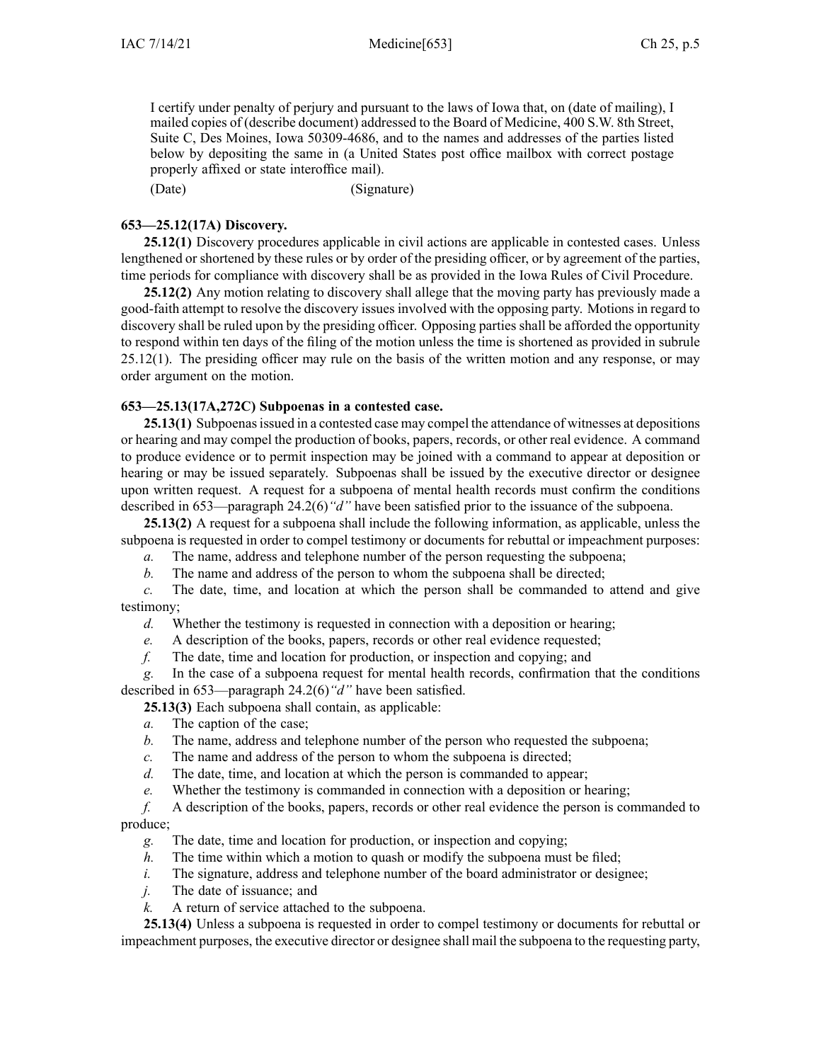I certify under penalty of perjury and pursuant to the laws of Iowa that, on (date of mailing), I mailed copies of (describe document) addressed to the Board of Medicine, 400 S.W. 8th Street, Suite C, Des Moines, Iowa 50309-4686, and to the names and addresses of the parties listed below by depositing the same in (a United States post office mailbox with correct postage properly affixed or state interoffice mail).

(Date) (Signature)

**653—25.12(17A) Discovery.**

**25.12(1)** Discovery procedures applicable in civil actions are applicable in contested cases. Unless lengthened or shortened by these rules or by order of the presiding officer, or by agreement of the parties, time periods for compliance with discovery shall be as provided in the Iowa Rules of Civil Procedure.

**25.12(2)** Any motion relating to discovery shall allege that the moving party has previously made a good-faith attempt to resolve the discovery issues involved with the opposing party. Motions in regard to discovery shall be ruled upon by the presiding officer. Opposing parties shall be afforded the opportunity to respond within ten days of the filing of the motion unless the time is shortened as provided in subrule 25.12(1). The presiding officer may rule on the basis of the written motion and any response, or may order argument on the motion.

**653—25.13(17A,272C) Subpoenas in a contested case.**

**25.13(1)** Subpoenas issued in a contested case may compel the attendance of witnesses at depositions or hearing and may compel the production of books, papers, records, or other real evidence. A command to produce evidence or to permit inspection may be joined with a command to appear at deposition or hearing or may be issued separately. Subpoenas shall be issued by the executive director or designee upon written request. A request for a subpoena of mental health records must confirm the conditions described in 653—paragraph 24.2(6)*"d"* have been satisfied prior to the issuance of the subpoena.

**25.13(2)** A request for a subpoena shall include the following information, as applicable, unless the subpoena is requested in order to compel testimony or documents for rebuttal or impeachment purposes:

*a.* The name, address and telephone number of the person requesting the subpoena;

*b.* The name and address of the person to whom the subpoena shall be directed;

*c.* The date, time, and location at which the person shall be commanded to attend and give testimony;

*d.* Whether the testimony is requested in connection with a deposition or hearing;

*e.* A description of the books, papers, records or other real evidence requested;

*f.* The date, time and location for production, or inspection and copying; and

*g.* In the case of a subpoena request for mental health records, confirmation that the conditions described in 653—paragraph 24.2(6)*"d"* have been satisfied.

**25.13(3)** Each subpoena shall contain, as applicable:

*a.* The caption of the case;

*b.* The name, address and telephone number of the person who requested the subpoena;

*c.* The name and address of the person to whom the subpoena is directed;

*d.* The date, time, and location at which the person is commanded to appear;

*e.* Whether the testimony is commanded in connection with a deposition or hearing;

*f.* A description of the books, papers, records or other real evidence the person is commanded to produce;

*g.* The date, time and location for production, or inspection and copying;

*h.* The time within which a motion to quash or modify the subpoena must be filed;

*i.* The signature, address and telephone number of the board administrator or designee;

*j.* The date of issuance; and

*k.* A return of service attached to the subpoena.

**25.13(4)** Unless a subpoena is requested in order to compel testimony or documents for rebuttal or impeachment purposes, the executive director or designee shall mail the subpoena to the requesting party,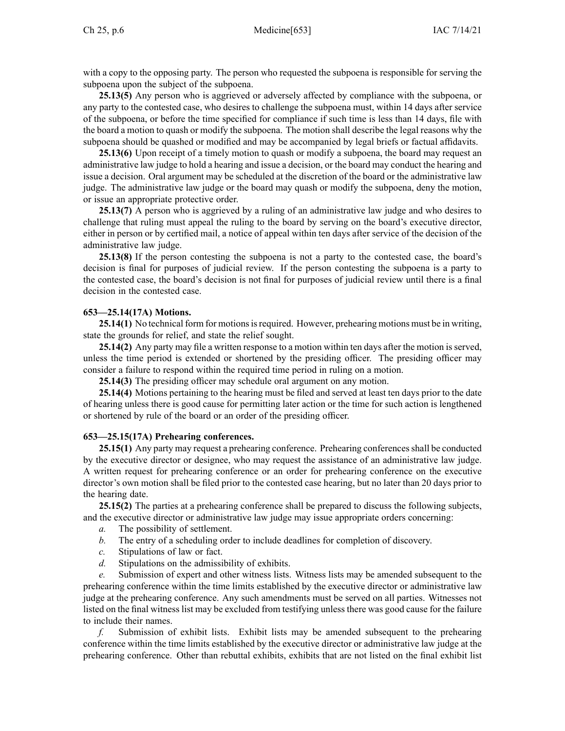with a copy to the opposing party. The person who requested the subpoena is responsible for serving the subpoena upon the subject of the subpoena.

**25.13(5)** Any person who is aggrieved or adversely affected by compliance with the subpoena, or any party to the contested case, who desires to challenge the subpoena must, within 14 days after service of the subpoena, or before the time specified for compliance if such time is less than 14 days, file with the board a motion to quash or modify the subpoena. The motion shall describe the legal reasons why the subpoena should be quashed or modified and may be accompanied by legal briefs or factual affidavits.

**25.13(6)** Upon receipt of a timely motion to quash or modify a subpoena, the board may request an administrative law judge to hold a hearing and issue a decision, or the board may conduct the hearing and issue a decision. Oral argument may be scheduled at the discretion of the board or the administrative law judge. The administrative law judge or the board may quash or modify the subpoena, deny the motion, or issue an appropriate protective order.

**25.13(7)** A person who is aggrieved by a ruling of an administrative law judge and who desires to challenge that ruling must appeal the ruling to the board by serving on the board's executive director, either in person or by certified mail, a notice of appeal within ten days after service of the decision of the administrative law judge.

**25.13(8)** If the person contesting the subpoena is not a party to the contested case, the board's decision is final for purposes of judicial review. If the person contesting the subpoena is a party to the contested case, the board's decision is not final for purposes of judicial review until there is a final decision in the contested case.

**653—25.14(17A) Motions.**

**25.14(1)** No technical form for motions is required. However, prehearing motions must be in writing, state the grounds for relief, and state the relief sought.

**25.14(2)** Any party may file a written response to a motion within ten days after the motion is served, unless the time period is extended or shortened by the presiding officer. The presiding officer may consider a failure to respond within the required time period in ruling on a motion.

**25.14(3)** The presiding officer may schedule oral argument on any motion.

**25.14(4)** Motions pertaining to the hearing must be filed and served at least ten days prior to the date of hearing unless there is good cause for permitting later action or the time for such action is lengthened or shortened by rule of the board or an order of the presiding officer.

**653—25.15(17A) Prehearing conferences.**

**25.15(1)** Any party may request a prehearing conference. Prehearing conferences shall be conducted by the executive director or designee, who may request the assistance of an administrative law judge. A written request for prehearing conference or an order for prehearing conference on the executive director's own motion shall be filed prior to the contested case hearing, but no later than 20 days prior to the hearing date.

**25.15(2)** The parties at a prehearing conference shall be prepared to discuss the following subjects, and the executive director or administrative law judge may issue appropriate orders concerning:

*a.* The possibility of settlement.

*b.* The entry of a scheduling order to include deadlines for completion of discovery.

*c.* Stipulations of law or fact.

*d.* Stipulations on the admissibility of exhibits.

*e.* Submission of expert and other witness lists. Witness lists may be amended subsequent to the prehearing conference within the time limits established by the executive director or administrative law judge at the prehearing conference. Any such amendments must be served on all parties. Witnesses not listed on the final witness list may be excluded from testifying unless there was good cause for the failure to include their names.

*f.* Submission of exhibit lists. Exhibit lists may be amended subsequent to the prehearing conference within the time limits established by the executive director or administrative law judge at the prehearing conference. Other than rebuttal exhibits, exhibits that are not listed on the final exhibit list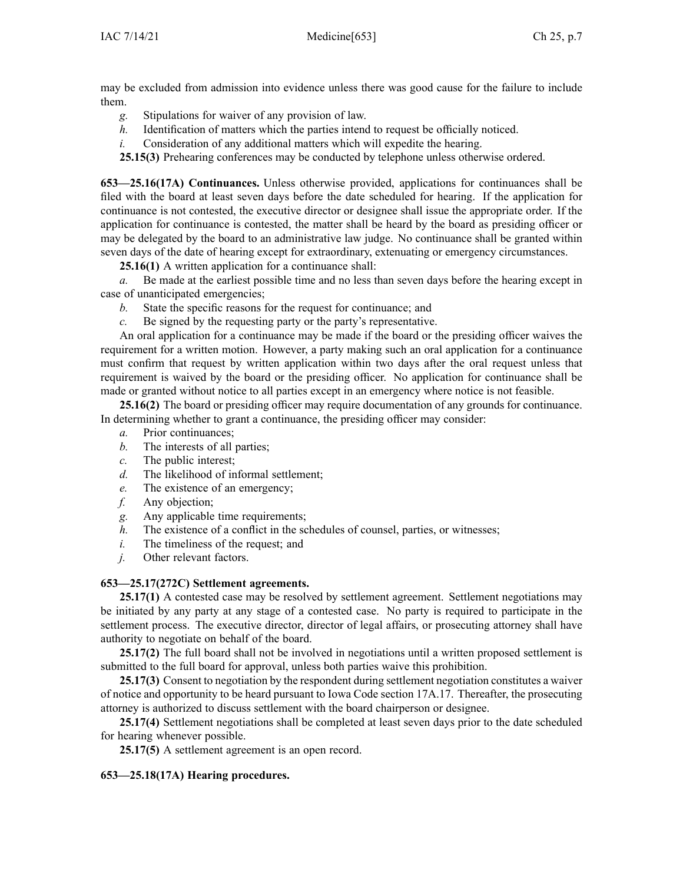may be excluded from admission into evidence unless there was good cause for the failure to include them.

*g.* Stipulations for waiver of any provision of law.

*h.* Identification of matters which the parties intend to request be officially noticed.

*i.* Consideration of any additional matters which will expedite the hearing.

**25.15(3)** Prehearing conferences may be conducted by telephone unless otherwise ordered.

**653—25.16(17A) Continuances.** Unless otherwise provided, applications for continuances shall be filed with the board at least seven days before the date scheduled for hearing. If the application for continuance is not contested, the executive director or designee shall issue the appropriate order. If the application for continuance is contested, the matter shall be heard by the board as presiding officer or may be delegated by the board to an administrative law judge. No continuance shall be granted within seven days of the date of hearing except for extraordinary, extenuating or emergency circumstances.

**25.16(1)** A written application for a continuance shall:

*a.* Be made at the earliest possible time and no less than seven days before the hearing except in case of unanticipated emergencies;

*b.* State the specific reasons for the request for continuance; and

*c.* Be signed by the requesting party or the party's representative.

An oral application for a continuance may be made if the board or the presiding officer waives the requirement for a written motion. However, a party making such an oral application for a continuance must confirm that request by written application within two days after the oral request unless that requirement is waived by the board or the presiding officer. No application for continuance shall be made or granted without notice to all parties except in an emergency where notice is not feasible.

**25.16(2)** The board or presiding officer may require documentation of any grounds for continuance. In determining whether to grant a continuance, the presiding officer may consider:

*a.* Prior continuances;

*b.* The interests of all parties;

*c.* The public interest;

*d.* The likelihood of informal settlement;

*e.* The existence of an emergency;

*f.* Any objection;

*g.* Any applicable time requirements;

*h.* The existence of a conflict in the schedules of counsel, parties, or witnesses;

*i.* The timeliness of the request; and

*j.* Other relevant factors.

**653—25.17(272C) Settlement agreements.**

**25.17(1)** A contested case may be resolved by settlement agreement. Settlement negotiations may be initiated by any party at any stage of a contested case. No party is required to participate in the settlement process. The executive director, director of legal affairs, or prosecuting attorney shall have authority to negotiate on behalf of the board.

**25.17(2)** The full board shall not be involved in negotiations until a written proposed settlement is submitted to the full board for approval, unless both parties waive this prohibition.

**25.17(3)** Consent to negotiation by the respondent during settlement negotiation constitutes a waiver of notice and opportunity to be heard pursuant to Iowa Code section 17A.17. Thereafter, the prosecuting attorney is authorized to discuss settlement with the board chairperson or designee.

**25.17(4)** Settlement negotiations shall be completed at least seven days prior to the date scheduled for hearing whenever possible.

**25.17(5)** A settlement agreement is an open record.

**653—25.18(17A) Hearing procedures.**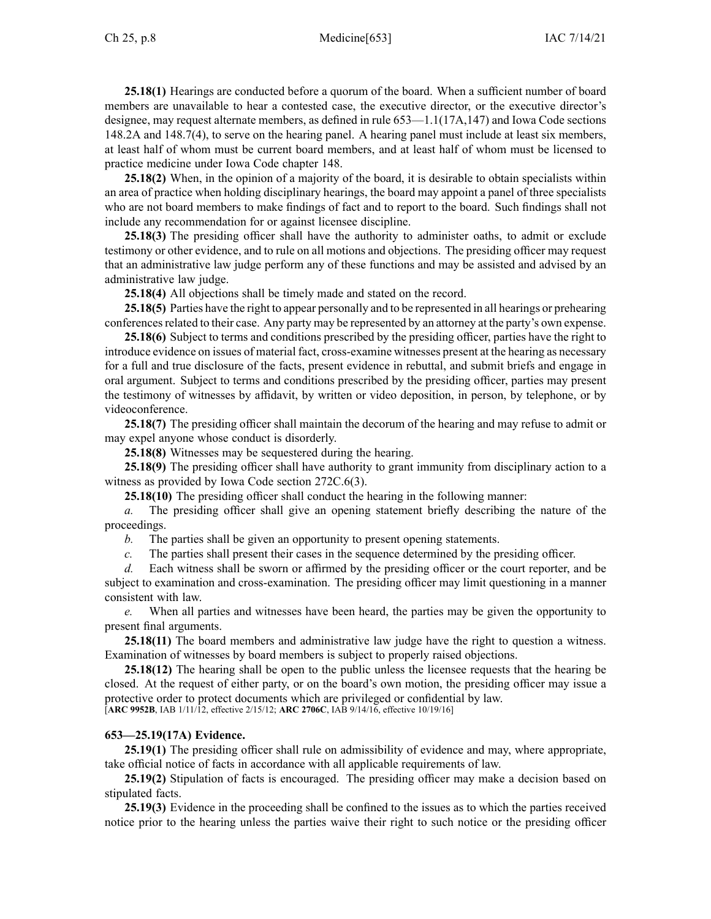**25.18(1)** Hearings are conducted before a quorum of the board. When a sufficient number of board members are unavailable to hear a contested case, the executive director, or the executive director's designee, may request alternate members, as defined in rule 653—1.1(17A,147) and Iowa Code sections 148.2A and 148.7(4), to serve on the hearing panel. A hearing panel must include at least six members, at least half of whom must be current board members, and at least half of whom must be licensed to practice medicine under Iowa Code chapter 148.

**25.18(2)** When, in the opinion of a majority of the board, it is desirable to obtain specialists within an area of practice when holding disciplinary hearings, the board may appoint a panel of three specialists who are not board members to make findings of fact and to report to the board. Such findings shall not include any recommendation for or against licensee discipline.

**25.18(3)** The presiding officer shall have the authority to administer oaths, to admit or exclude testimony or other evidence, and to rule on all motions and objections. The presiding officer may request that an administrative law judge perform any of these functions and may be assisted and advised by an administrative law judge.

**25.18(4)** All objections shall be timely made and stated on the record.

**25.18(5)** Parties have the right to appear personally and to be represented in all hearings or prehearing conferences related to their case. Any party may be represented by an attorney at the party's own expense.

**25.18(6)** Subject to terms and conditions prescribed by the presiding officer, parties have the right to introduce evidence on issues of material fact, cross-examine witnesses present at the hearing as necessary for a full and true disclosure of the facts, present evidence in rebuttal, and submit briefs and engage in oral argument. Subject to terms and conditions prescribed by the presiding officer, parties may present the testimony of witnesses by affidavit, by written or video deposition, in person, by telephone, or by videoconference.

**25.18(7)** The presiding officer shall maintain the decorum of the hearing and may refuse to admit or may expel anyone whose conduct is disorderly.

**25.18(8)** Witnesses may be sequestered during the hearing.

**25.18(9)** The presiding officer shall have authority to grant immunity from disciplinary action to a witness as provided by Iowa Code section 272C.6(3).

**25.18(10)** The presiding officer shall conduct the hearing in the following manner:

*a.* The presiding officer shall give an opening statement briefly describing the nature of the proceedings.

*b.* The parties shall be given an opportunity to present opening statements.

*c.* The parties shall present their cases in the sequence determined by the presiding officer.

*d.* Each witness shall be sworn or affirmed by the presiding officer or the court reporter, and be subject to examination and cross-examination. The presiding officer may limit questioning in a manner consistent with law.

*e.* When all parties and witnesses have been heard, the parties may be given the opportunity to present final arguments.

**25.18(11)** The board members and administrative law judge have the right to question a witness. Examination of witnesses by board members is subject to properly raised objections.

**25.18(12)** The hearing shall be open to the public unless the licensee requests that the hearing be closed. At the request of either party, or on the board's own motion, the presiding officer may issue a protective order to protect documents which are privileged or confidential by law.
[**ARC 9952B**, IAB 1/11/12, effective 2/15/12; **ARC 2706C**, IAB 9/14/16, effective 10/19/16]

### 653—25.19(17A) Evidence.

**25.19(1)** The presiding officer shall rule on admissibility of evidence and may, where appropriate, take official notice of facts in accordance with all applicable requirements of law.

**25.19(2)** Stipulation of facts is encouraged. The presiding officer may make a decision based on stipulated facts.

**25.19(3)** Evidence in the proceeding shall be confined to the issues as to which the parties received notice prior to the hearing unless the parties waive their right to such notice or the presiding officer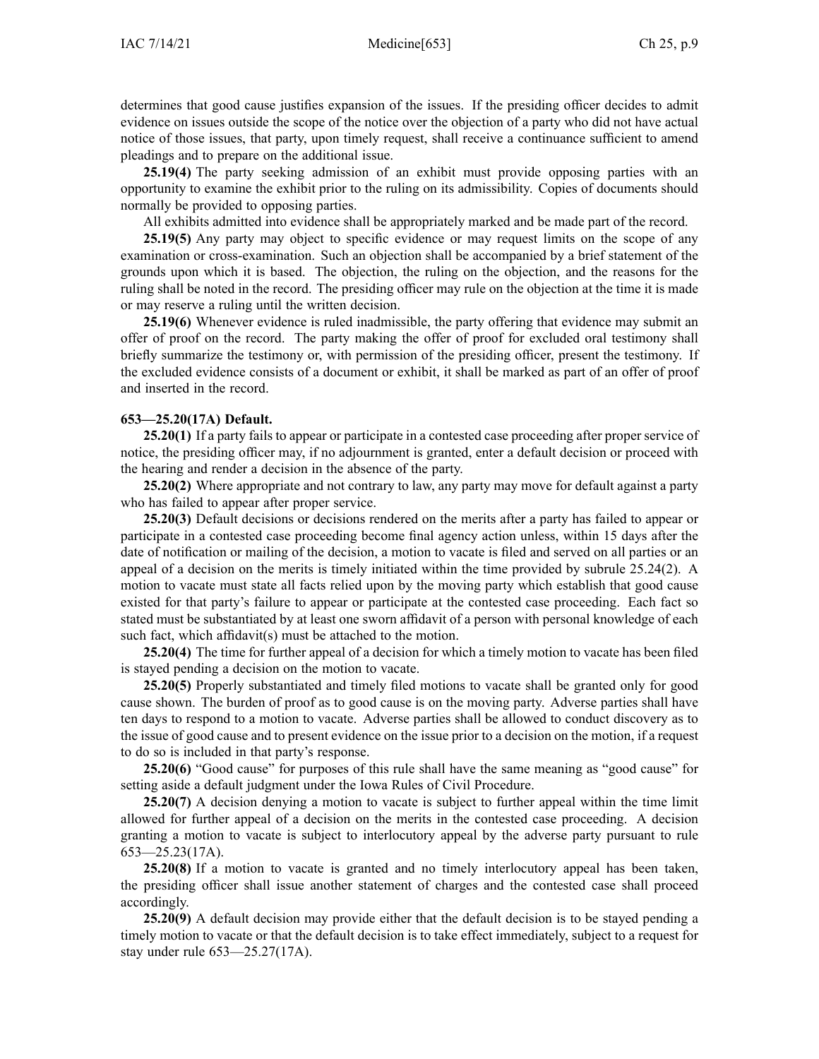determines that good cause justifies expansion of the issues. If the presiding officer decides to admit evidence on issues outside the scope of the notice over the objection of a party who did not have actual notice of those issues, that party, upon timely request, shall receive a continuance sufficient to amend pleadings and to prepare on the additional issue.

**25.19(4)** The party seeking admission of an exhibit must provide opposing parties with an opportunity to examine the exhibit prior to the ruling on its admissibility. Copies of documents should normally be provided to opposing parties.

All exhibits admitted into evidence shall be appropriately marked and be made part of the record.

**25.19(5)** Any party may object to specific evidence or may request limits on the scope of any examination or cross-examination. Such an objection shall be accompanied by a brief statement of the grounds upon which it is based. The objection, the ruling on the objection, and the reasons for the ruling shall be noted in the record. The presiding officer may rule on the objection at the time it is made or may reserve a ruling until the written decision.

**25.19(6)** Whenever evidence is ruled inadmissible, the party offering that evidence may submit an offer of proof on the record. The party making the offer of proof for excluded oral testimony shall briefly summarize the testimony or, with permission of the presiding officer, present the testimony. If the excluded evidence consists of a document or exhibit, it shall be marked as part of an offer of proof and inserted in the record.

**653—25.20(17A) Default.**

**25.20(1)** If a party fails to appear or participate in a contested case proceeding after proper service of notice, the presiding officer may, if no adjournment is granted, enter a default decision or proceed with the hearing and render a decision in the absence of the party.

**25.20(2)** Where appropriate and not contrary to law, any party may move for default against a party who has failed to appear after proper service.

**25.20(3)** Default decisions or decisions rendered on the merits after a party has failed to appear or participate in a contested case proceeding become final agency action unless, within 15 days after the date of notification or mailing of the decision, a motion to vacate is filed and served on all parties or an appeal of a decision on the merits is timely initiated within the time provided by subrule 25.24(2). A motion to vacate must state all facts relied upon by the moving party which establish that good cause existed for that party's failure to appear or participate at the contested case proceeding. Each fact so stated must be substantiated by at least one sworn affidavit of a person with personal knowledge of each such fact, which affidavit(s) must be attached to the motion.

**25.20(4)** The time for further appeal of a decision for which a timely motion to vacate has been filed is stayed pending a decision on the motion to vacate.

**25.20(5)** Properly substantiated and timely filed motions to vacate shall be granted only for good cause shown. The burden of proof as to good cause is on the moving party. Adverse parties shall have ten days to respond to a motion to vacate. Adverse parties shall be allowed to conduct discovery as to the issue of good cause and to present evidence on the issue prior to a decision on the motion, if a request to do so is included in that party's response.

**25.20(6)** "Good cause" for purposes of this rule shall have the same meaning as "good cause" for setting aside a default judgment under the Iowa Rules of Civil Procedure.

**25.20(7)** A decision denying a motion to vacate is subject to further appeal within the time limit allowed for further appeal of a decision on the merits in the contested case proceeding. A decision granting a motion to vacate is subject to interlocutory appeal by the adverse party pursuant to rule 653—25.23(17A).

**25.20(8)** If a motion to vacate is granted and no timely interlocutory appeal has been taken, the presiding officer shall issue another statement of charges and the contested case shall proceed accordingly.

**25.20(9)** A default decision may provide either that the default decision is to be stayed pending a timely motion to vacate or that the default decision is to take effect immediately, subject to a request for stay under rule 653—25.27(17A).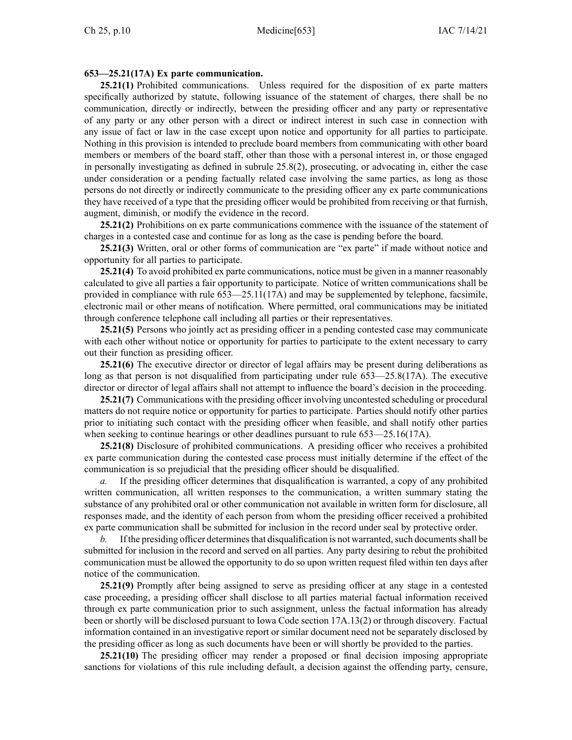**653—25.21(17A) Ex parte communication.**

**25.21(1)** Prohibited communications. Unless required for the disposition of ex parte matters specifically authorized by statute, following issuance of the statement of charges, there shall be no communication, directly or indirectly, between the presiding officer and any party or representative of any party or any other person with a direct or indirect interest in such case in connection with any issue of fact or law in the case except upon notice and opportunity for all parties to participate. Nothing in this provision is intended to preclude board members from communicating with other board members or members of the board staff, other than those with a personal interest in, or those engaged in personally investigating as defined in subrule 25.8(2), prosecuting, or advocating in, either the case under consideration or a pending factually related case involving the same parties, as long as those persons do not directly or indirectly communicate to the presiding officer any ex parte communications they have received of a type that the presiding officer would be prohibited from receiving or that furnish, augment, diminish, or modify the evidence in the record.

**25.21(2)** Prohibitions on ex parte communications commence with the issuance of the statement of charges in a contested case and continue for as long as the case is pending before the board.

**25.21(3)** Written, oral or other forms of communication are "ex parte" if made without notice and opportunity for all parties to participate.

**25.21(4)** To avoid prohibited ex parte communications, notice must be given in a manner reasonably calculated to give all parties a fair opportunity to participate. Notice of written communications shall be provided in compliance with rule 653—25.11(17A) and may be supplemented by telephone, facsimile, electronic mail or other means of notification. Where permitted, oral communications may be initiated through conference telephone call including all parties or their representatives.

**25.21(5)** Persons who jointly act as presiding officer in a pending contested case may communicate with each other without notice or opportunity for parties to participate to the extent necessary to carry out their function as presiding officer.

**25.21(6)** The executive director or director of legal affairs may be present during deliberations as long as that person is not disqualified from participating under rule 653—25.8(17A). The executive director or director of legal affairs shall not attempt to influence the board's decision in the proceeding.

**25.21(7)** Communications with the presiding officer involving uncontested scheduling or procedural matters do not require notice or opportunity for parties to participate. Parties should notify other parties prior to initiating such contact with the presiding officer when feasible, and shall notify other parties when seeking to continue hearings or other deadlines pursuant to rule 653—25.16(17A).

**25.21(8)** Disclosure of prohibited communications. A presiding officer who receives a prohibited ex parte communication during the contested case process must initially determine if the effect of the communication is so prejudicial that the presiding officer should be disqualified.

*a.* If the presiding officer determines that disqualification is warranted, a copy of any prohibited written communication, all written responses to the communication, a written summary stating the substance of any prohibited oral or other communication not available in written form for disclosure, all responses made, and the identity of each person from whom the presiding officer received a prohibited ex parte communication shall be submitted for inclusion in the record under seal by protective order.

*b.* If the presiding officer determines that disqualification is not warranted, such documents shall be submitted for inclusion in the record and served on all parties. Any party desiring to rebut the prohibited communication must be allowed the opportunity to do so upon written request filed within ten days after notice of the communication.

**25.21(9)** Promptly after being assigned to serve as presiding officer at any stage in a contested case proceeding, a presiding officer shall disclose to all parties material factual information received through ex parte communication prior to such assignment, unless the factual information has already been or shortly will be disclosed pursuant to Iowa Code section 17A.13(2) or through discovery. Factual information contained in an investigative report or similar document need not be separately disclosed by the presiding officer as long as such documents have been or will shortly be provided to the parties.

**25.21(10)** The presiding officer may render a proposed or final decision imposing appropriate sanctions for violations of this rule including default, a decision against the offending party, censure,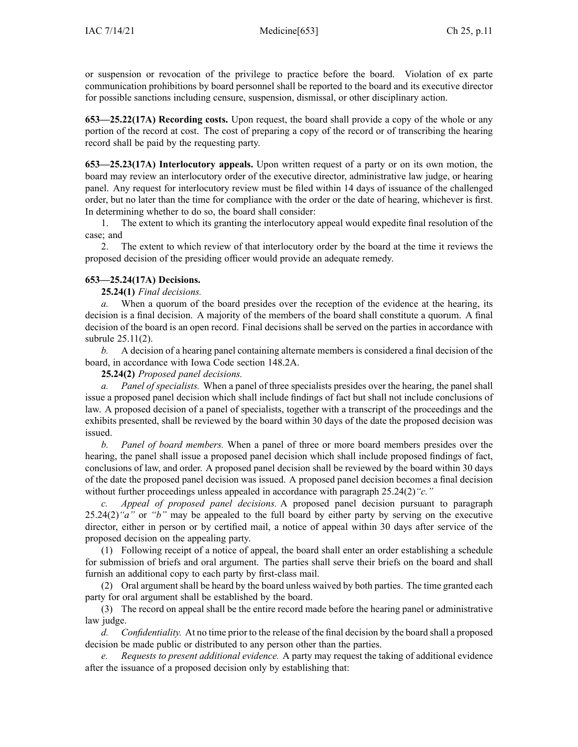or suspension or revocation of the privilege to practice before the board. Violation of ex parte communication prohibitions by board personnel shall be reported to the board and its executive director for possible sanctions including censure, suspension, dismissal, or other disciplinary action.

**653—25.22(17A) Recording costs.** Upon request, the board shall provide a copy of the whole or any portion of the record at cost. The cost of preparing a copy of the record or of transcribing the hearing record shall be paid by the requesting party.

**653—25.23(17A) Interlocutory appeals.** Upon written request of a party or on its own motion, the board may review an interlocutory order of the executive director, administrative law judge, or hearing panel. Any request for interlocutory review must be filed within 14 days of issuance of the challenged order, but no later than the time for compliance with the order or the date of hearing, whichever is first. In determining whether to do so, the board shall consider:

1. The extent to which its granting the interlocutory appeal would expedite final resolution of the case; and
2. The extent to which review of that interlocutory order by the board at the time it reviews the proposed decision of the presiding officer would provide an adequate remedy.

**653—25.24(17A) Decisions.**

**25.24(1)** *Final decisions.*

*a.* When a quorum of the board presides over the reception of the evidence at the hearing, its decision is a final decision. A majority of the members of the board shall constitute a quorum. A final decision of the board is an open record. Final decisions shall be served on the parties in accordance with subrule 25.11(2).

*b.* A decision of a hearing panel containing alternate members is considered a final decision of the board, in accordance with Iowa Code section 148.2A.

**25.24(2)** *Proposed panel decisions.*

*a. Panel of specialists.* When a panel of three specialists presides over the hearing, the panel shall issue a proposed panel decision which shall include findings of fact but shall not include conclusions of law. A proposed decision of a panel of specialists, together with a transcript of the proceedings and the exhibits presented, shall be reviewed by the board within 30 days of the date the proposed decision was issued.

*b. Panel of board members.* When a panel of three or more board members presides over the hearing, the panel shall issue a proposed panel decision which shall include proposed findings of fact, conclusions of law, and order. A proposed panel decision shall be reviewed by the board within 30 days of the date the proposed panel decision was issued. A proposed panel decision becomes a final decision without further proceedings unless appealed in accordance with paragraph 25.24(2)*"c."*

*c. Appeal of proposed panel decisions.* A proposed panel decision pursuant to paragraph 25.24(2)*"a"* or *"b"* may be appealed to the full board by either party by serving on the executive director, either in person or by certified mail, a notice of appeal within 30 days after service of the proposed decision on the appealing party.

(1) Following receipt of a notice of appeal, the board shall enter an order establishing a schedule for submission of briefs and oral argument. The parties shall serve their briefs on the board and shall furnish an additional copy to each party by first-class mail.

(2) Oral argument shall be heard by the board unless waived by both parties. The time granted each party for oral argument shall be established by the board.

(3) The record on appeal shall be the entire record made before the hearing panel or administrative law judge.

*d. Confidentiality.* At no time prior to the release of the final decision by the board shall a proposed decision be made public or distributed to any person other than the parties.

*e. Requests to present additional evidence.* A party may request the taking of additional evidence after the issuance of a proposed decision only by establishing that: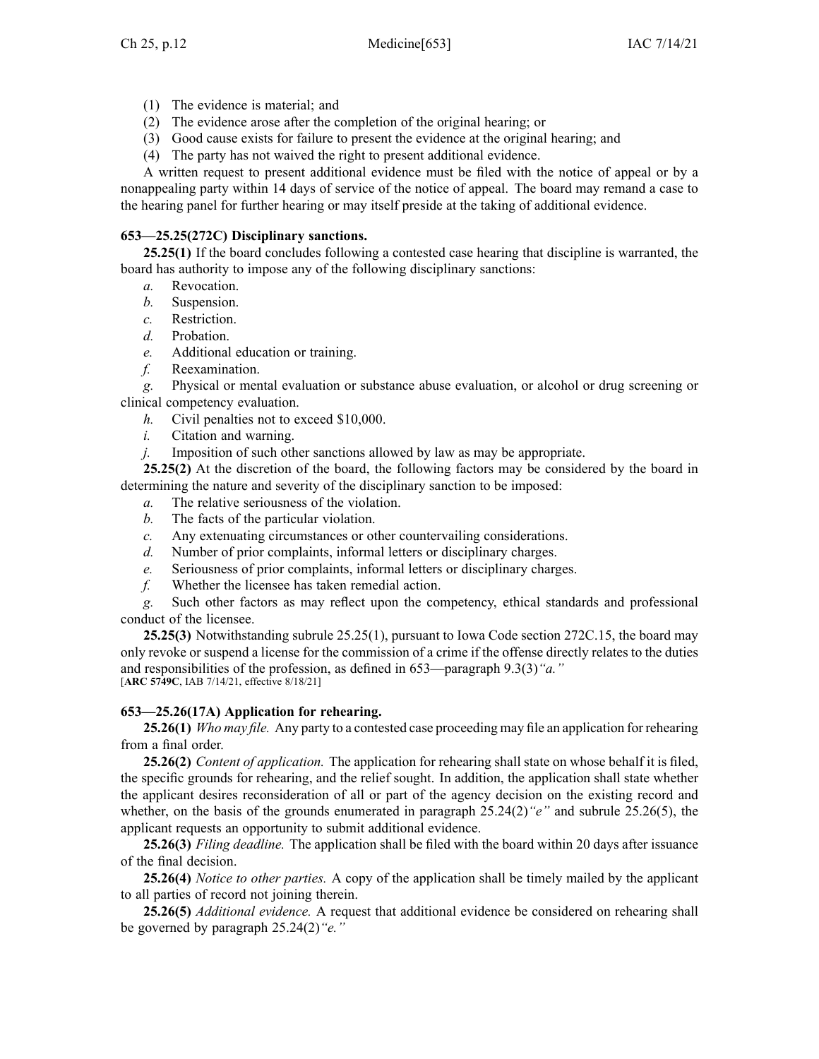(1) The evidence is material; and

(2) The evidence arose after the completion of the original hearing; or

(3) Good cause exists for failure to present the evidence at the original hearing; and

(4) The party has not waived the right to present additional evidence.

A written request to present additional evidence must be filed with the notice of appeal or by a nonappealing party within 14 days of service of the notice of appeal. The board may remand a case to the hearing panel for further hearing or may itself preside at the taking of additional evidence.

### 653—25.25(272C) Disciplinary sanctions.

**25.25(1)** If the board concludes following a contested case hearing that discipline is warranted, the board has authority to impose any of the following disciplinary sanctions:

*a.* Revocation.

*b.* Suspension.

*c.* Restriction.

*d.* Probation.

*e.* Additional education or training.

*f.* Reexamination.

*g.* Physical or mental evaluation or substance abuse evaluation, or alcohol or drug screening or clinical competency evaluation.

*h.* Civil penalties not to exceed $10,000.

*i.* Citation and warning.

*j.* Imposition of such other sanctions allowed by law as may be appropriate.

**25.25(2)** At the discretion of the board, the following factors may be considered by the board in determining the nature and severity of the disciplinary sanction to be imposed:

*a.* The relative seriousness of the violation.

*b.* The facts of the particular violation.

*c.* Any extenuating circumstances or other countervailing considerations.

*d.* Number of prior complaints, informal letters or disciplinary charges.

*e.* Seriousness of prior complaints, informal letters or disciplinary charges.

*f.* Whether the licensee has taken remedial action.

*g.* Such other factors as may reflect upon the competency, ethical standards and professional conduct of the licensee.

**25.25(3)** Notwithstanding subrule 25.25(1), pursuant to Iowa Code section 272C.15, the board may only revoke or suspend a license for the commission of a crime if the offense directly relates to the duties and responsibilities of the profession, as defined in 653—paragraph 9.3(3)*"a."*

[**ARC 5749C**, IAB 7/14/21, effective 8/18/21]

### 653—25.26(17A) Application for rehearing.

**25.26(1)** *Who may file.* Any party to a contested case proceeding may file an application for rehearing from a final order.

**25.26(2)** *Content of application.* The application for rehearing shall state on whose behalf it is filed, the specific grounds for rehearing, and the relief sought. In addition, the application shall state whether the applicant desires reconsideration of all or part of the agency decision on the existing record and whether, on the basis of the grounds enumerated in paragraph 25.24(2)*"e"* and subrule 25.26(5), the applicant requests an opportunity to submit additional evidence.

**25.26(3)** *Filing deadline.* The application shall be filed with the board within 20 days after issuance of the final decision.

**25.26(4)** *Notice to other parties.* A copy of the application shall be timely mailed by the applicant to all parties of record not joining therein.

**25.26(5)** *Additional evidence.* A request that additional evidence be considered on rehearing shall be governed by paragraph 25.24(2)*"e."*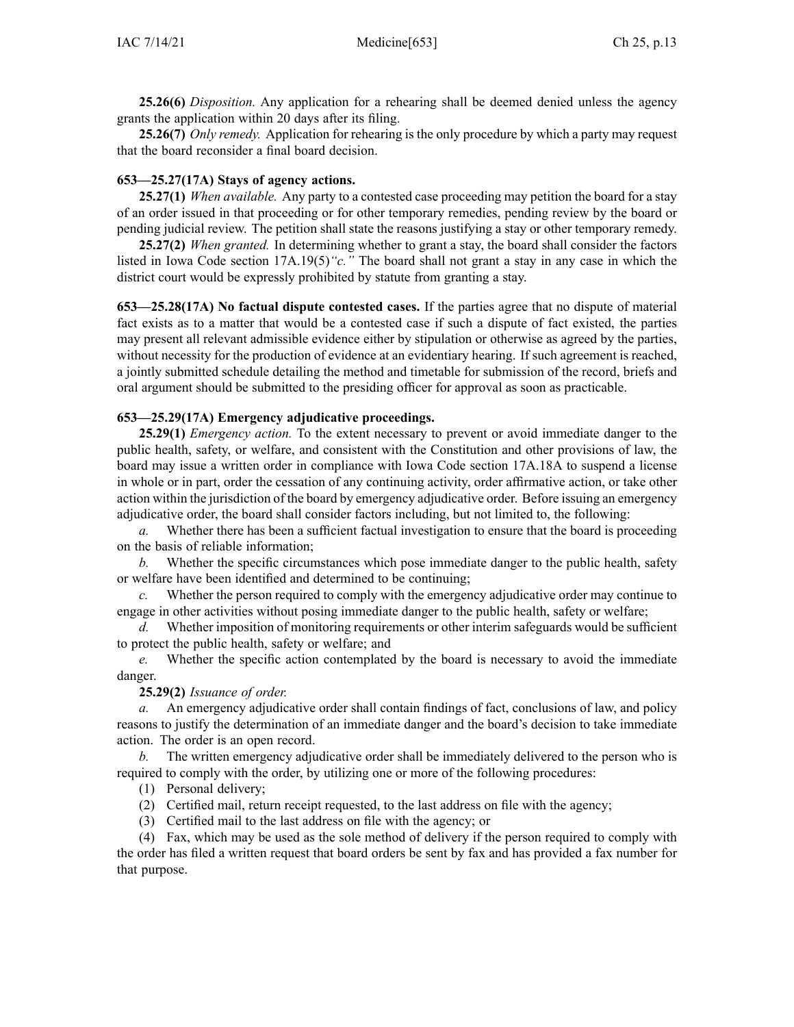**25.26(6)** *Disposition.* Any application for a rehearing shall be deemed denied unless the agency grants the application within 20 days after its filing.

**25.26(7)** *Only remedy.* Application for rehearing is the only procedure by which a party may request that the board reconsider a final board decision.

### 653—25.27(17A) Stays of agency actions.

**25.27(1)** *When available.* Any party to a contested case proceeding may petition the board for a stay of an order issued in that proceeding or for other temporary remedies, pending review by the board or pending judicial review. The petition shall state the reasons justifying a stay or other temporary remedy.

**25.27(2)** *When granted.* In determining whether to grant a stay, the board shall consider the factors listed in Iowa Code section 17A.19(5)*"c."* The board shall not grant a stay in any case in which the district court would be expressly prohibited by statute from granting a stay.

**653—25.28(17A) No factual dispute contested cases.** If the parties agree that no dispute of material fact exists as to a matter that would be a contested case if such a dispute of fact existed, the parties may present all relevant admissible evidence either by stipulation or otherwise as agreed by the parties, without necessity for the production of evidence at an evidentiary hearing. If such agreement is reached, a jointly submitted schedule detailing the method and timetable for submission of the record, briefs and oral argument should be submitted to the presiding officer for approval as soon as practicable.

### 653—25.29(17A) Emergency adjudicative proceedings.

**25.29(1)** *Emergency action.* To the extent necessary to prevent or avoid immediate danger to the public health, safety, or welfare, and consistent with the Constitution and other provisions of law, the board may issue a written order in compliance with Iowa Code section 17A.18A to suspend a license in whole or in part, order the cessation of any continuing activity, order affirmative action, or take other action within the jurisdiction of the board by emergency adjudicative order. Before issuing an emergency adjudicative order, the board shall consider factors including, but not limited to, the following:

*a.* Whether there has been a sufficient factual investigation to ensure that the board is proceeding on the basis of reliable information;

*b.* Whether the specific circumstances which pose immediate danger to the public health, safety or welfare have been identified and determined to be continuing;

*c.* Whether the person required to comply with the emergency adjudicative order may continue to engage in other activities without posing immediate danger to the public health, safety or welfare;

*d.* Whether imposition of monitoring requirements or other interim safeguards would be sufficient to protect the public health, safety or welfare; and

*e.* Whether the specific action contemplated by the board is necessary to avoid the immediate danger.

**25.29(2)** *Issuance of order.*

*a.* An emergency adjudicative order shall contain findings of fact, conclusions of law, and policy reasons to justify the determination of an immediate danger and the board's decision to take immediate action. The order is an open record.

*b.* The written emergency adjudicative order shall be immediately delivered to the person who is required to comply with the order, by utilizing one or more of the following procedures:

(1) Personal delivery;

(2) Certified mail, return receipt requested, to the last address on file with the agency;

(3) Certified mail to the last address on file with the agency; or

(4) Fax, which may be used as the sole method of delivery if the person required to comply with the order has filed a written request that board orders be sent by fax and has provided a fax number for that purpose.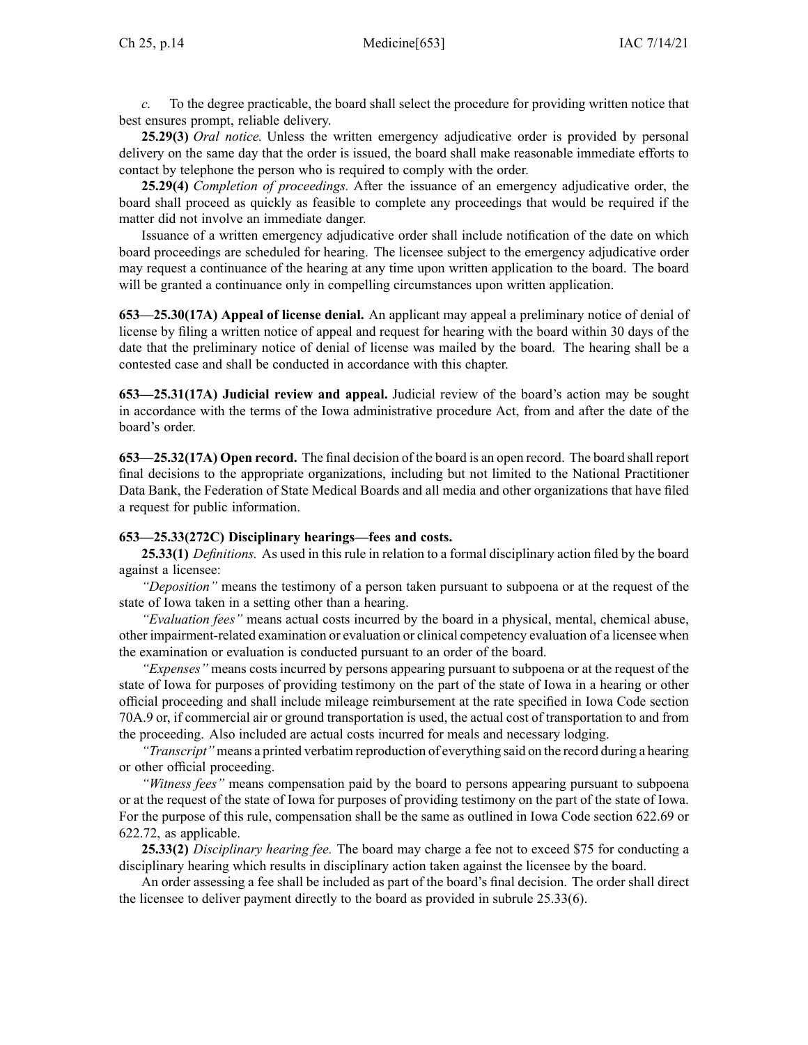*c.* To the degree practicable, the board shall select the procedure for providing written notice that best ensures prompt, reliable delivery.

**25.29(3)** *Oral notice.* Unless the written emergency adjudicative order is provided by personal delivery on the same day that the order is issued, the board shall make reasonable immediate efforts to contact by telephone the person who is required to comply with the order.

**25.29(4)** *Completion of proceedings.* After the issuance of an emergency adjudicative order, the board shall proceed as quickly as feasible to complete any proceedings that would be required if the matter did not involve an immediate danger.

Issuance of a written emergency adjudicative order shall include notification of the date on which board proceedings are scheduled for hearing. The licensee subject to the emergency adjudicative order may request a continuance of the hearing at any time upon written application to the board. The board will be granted a continuance only in compelling circumstances upon written application.

**653—25.30(17A) Appeal of license denial.** An applicant may appeal a preliminary notice of denial of license by filing a written notice of appeal and request for hearing with the board within 30 days of the date that the preliminary notice of denial of license was mailed by the board. The hearing shall be a contested case and shall be conducted in accordance with this chapter.

**653—25.31(17A) Judicial review and appeal.** Judicial review of the board's action may be sought in accordance with the terms of the Iowa administrative procedure Act, from and after the date of the board's order.

**653—25.32(17A) Open record.** The final decision of the board is an open record. The board shall report final decisions to the appropriate organizations, including but not limited to the National Practitioner Data Bank, the Federation of State Medical Boards and all media and other organizations that have filed a request for public information.

**653—25.33(272C) Disciplinary hearings—fees and costs.**

**25.33(1)** *Definitions.* As used in this rule in relation to a formal disciplinary action filed by the board against a licensee:

*"Deposition"* means the testimony of a person taken pursuant to subpoena or at the request of the state of Iowa taken in a setting other than a hearing.

*"Evaluation fees"* means actual costs incurred by the board in a physical, mental, chemical abuse, other impairment-related examination or evaluation or clinical competency evaluation of a licensee when the examination or evaluation is conducted pursuant to an order of the board.

*"Expenses"* means costs incurred by persons appearing pursuant to subpoena or at the request of the state of Iowa for purposes of providing testimony on the part of the state of Iowa in a hearing or other official proceeding and shall include mileage reimbursement at the rate specified in Iowa Code section 70A.9 or, if commercial air or ground transportation is used, the actual cost of transportation to and from the proceeding. Also included are actual costs incurred for meals and necessary lodging.

*"Transcript"* means a printed verbatim reproduction of everything said on the record during a hearing or other official proceeding.

*"Witness fees"* means compensation paid by the board to persons appearing pursuant to subpoena or at the request of the state of Iowa for purposes of providing testimony on the part of the state of Iowa. For the purpose of this rule, compensation shall be the same as outlined in Iowa Code section 622.69 or 622.72, as applicable.

**25.33(2)** *Disciplinary hearing fee.* The board may charge a fee not to exceed $75 for conducting a disciplinary hearing which results in disciplinary action taken against the licensee by the board.

An order assessing a fee shall be included as part of the board's final decision. The order shall direct the licensee to deliver payment directly to the board as provided in subrule 25.33(6).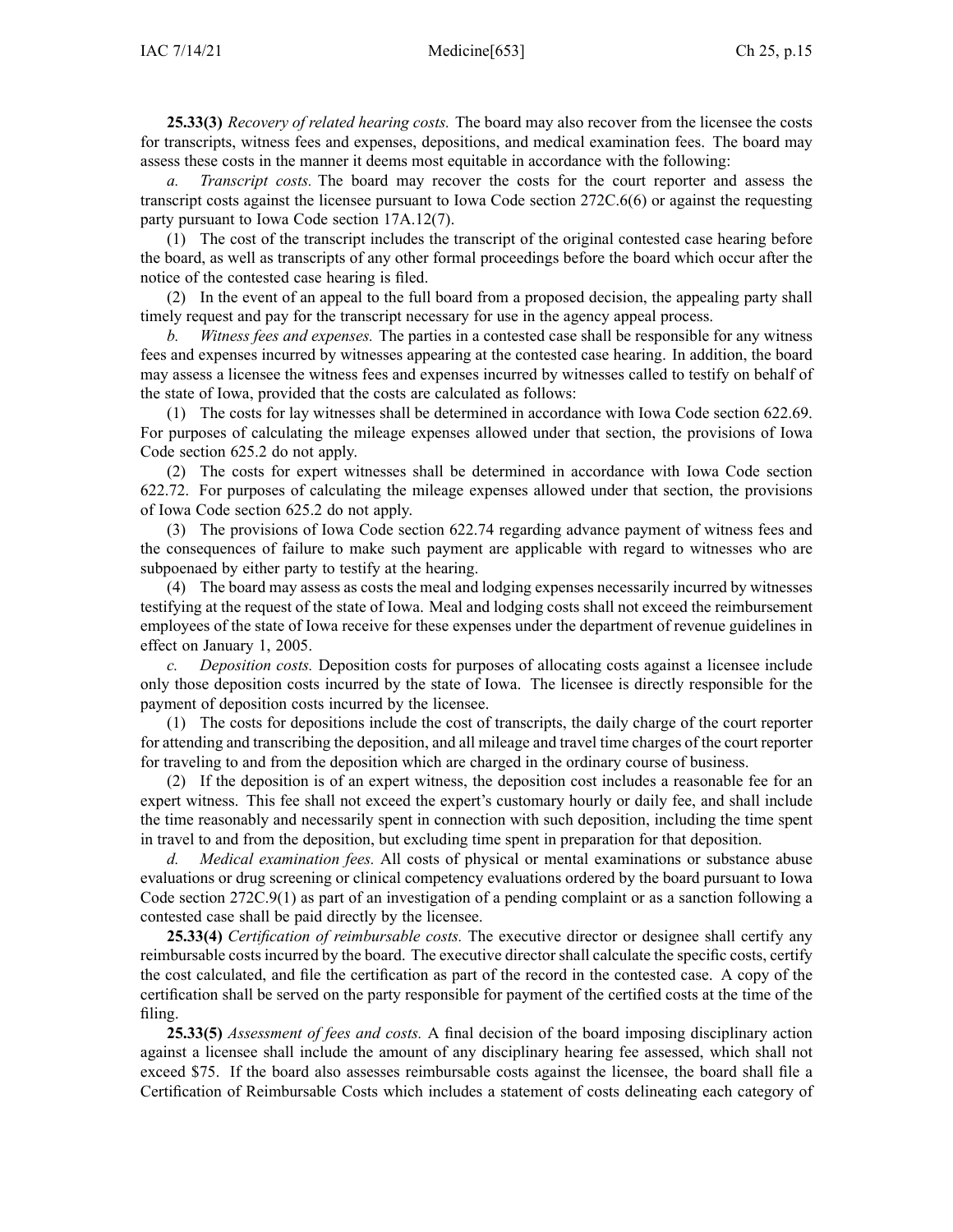**25.33(3)** *Recovery of related hearing costs.* The board may also recover from the licensee the costs for transcripts, witness fees and expenses, depositions, and medical examination fees. The board may assess these costs in the manner it deems most equitable in accordance with the following:

*a. Transcript costs.* The board may recover the costs for the court reporter and assess the transcript costs against the licensee pursuant to Iowa Code section 272C.6(6) or against the requesting party pursuant to Iowa Code section 17A.12(7).

(1) The cost of the transcript includes the transcript of the original contested case hearing before the board, as well as transcripts of any other formal proceedings before the board which occur after the notice of the contested case hearing is filed.

(2) In the event of an appeal to the full board from a proposed decision, the appealing party shall timely request and pay for the transcript necessary for use in the agency appeal process.

*b. Witness fees and expenses.* The parties in a contested case shall be responsible for any witness fees and expenses incurred by witnesses appearing at the contested case hearing. In addition, the board may assess a licensee the witness fees and expenses incurred by witnesses called to testify on behalf of the state of Iowa, provided that the costs are calculated as follows:

(1) The costs for lay witnesses shall be determined in accordance with Iowa Code section 622.69. For purposes of calculating the mileage expenses allowed under that section, the provisions of Iowa Code section 625.2 do not apply.

(2) The costs for expert witnesses shall be determined in accordance with Iowa Code section 622.72. For purposes of calculating the mileage expenses allowed under that section, the provisions of Iowa Code section 625.2 do not apply.

(3) The provisions of Iowa Code section 622.74 regarding advance payment of witness fees and the consequences of failure to make such payment are applicable with regard to witnesses who are subpoenaed by either party to testify at the hearing.

(4) The board may assess as costs the meal and lodging expenses necessarily incurred by witnesses testifying at the request of the state of Iowa. Meal and lodging costs shall not exceed the reimbursement employees of the state of Iowa receive for these expenses under the department of revenue guidelines in effect on January 1, 2005.

*c. Deposition costs.* Deposition costs for purposes of allocating costs against a licensee include only those deposition costs incurred by the state of Iowa. The licensee is directly responsible for the payment of deposition costs incurred by the licensee.

(1) The costs for depositions include the cost of transcripts, the daily charge of the court reporter for attending and transcribing the deposition, and all mileage and travel time charges of the court reporter for traveling to and from the deposition which are charged in the ordinary course of business.

(2) If the deposition is of an expert witness, the deposition cost includes a reasonable fee for an expert witness. This fee shall not exceed the expert's customary hourly or daily fee, and shall include the time reasonably and necessarily spent in connection with such deposition, including the time spent in travel to and from the deposition, but excluding time spent in preparation for that deposition.

*d. Medical examination fees.* All costs of physical or mental examinations or substance abuse evaluations or drug screening or clinical competency evaluations ordered by the board pursuant to Iowa Code section 272C.9(1) as part of an investigation of a pending complaint or as a sanction following a contested case shall be paid directly by the licensee.

**25.33(4)** *Certification of reimbursable costs.* The executive director or designee shall certify any reimbursable costs incurred by the board. The executive director shall calculate the specific costs, certify the cost calculated, and file the certification as part of the record in the contested case. A copy of the certification shall be served on the party responsible for payment of the certified costs at the time of the filing.

**25.33(5)** *Assessment of fees and costs.* A final decision of the board imposing disciplinary action against a licensee shall include the amount of any disciplinary hearing fee assessed, which shall not exceed $75. If the board also assesses reimbursable costs against the licensee, the board shall file a Certification of Reimbursable Costs which includes a statement of costs delineating each category of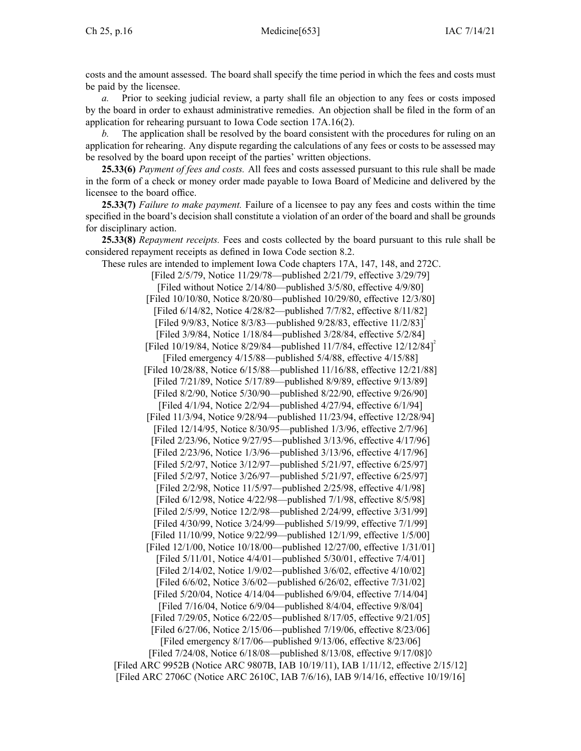costs and the amount assessed. The board shall specify the time period in which the fees and costs must be paid by the licensee.

*a.* Prior to seeking judicial review, a party shall file an objection to any fees or costs imposed by the board in order to exhaust administrative remedies. An objection shall be filed in the form of an application for rehearing pursuant to Iowa Code section 17A.16(2).

*b.* The application shall be resolved by the board consistent with the procedures for ruling on an application for rehearing. Any dispute regarding the calculations of any fees or costs to be assessed may be resolved by the board upon receipt of the parties' written objections.

**25.33(6)** *Payment of fees and costs.* All fees and costs assessed pursuant to this rule shall be made in the form of a check or money order made payable to Iowa Board of Medicine and delivered by the licensee to the board office.

**25.33(7)** *Failure to make payment.* Failure of a licensee to pay any fees and costs within the time specified in the board's decision shall constitute a violation of an order of the board and shall be grounds for disciplinary action.

**25.33(8)** *Repayment receipts.* Fees and costs collected by the board pursuant to this rule shall be considered repayment receipts as defined in Iowa Code section 8.2.

These rules are intended to implement Iowa Code chapters 17A, 147, 148, and 272C.

[Filed 2/5/79, Notice 11/29/78—published 2/21/79, effective 3/29/79]
[Filed without Notice 2/14/80—published 3/5/80, effective 4/9/80]
[Filed 10/10/80, Notice 8/20/80—published 10/29/80, effective 12/3/80]
[Filed 6/14/82, Notice 4/28/82—published 7/7/82, effective 8/11/82]
[Filed 9/9/83, Notice 8/3/83—published 9/28/83, effective 11/2/83][1]
[Filed 3/9/84, Notice 1/18/84—published 3/28/84, effective 5/2/84]
[Filed 10/19/84, Notice 8/29/84—published 11/7/84, effective 12/12/84][2]
[Filed emergency 4/15/88—published 5/4/88, effective 4/15/88]
[Filed 10/28/88, Notice 6/15/88—published 11/16/88, effective 12/21/88]
[Filed 7/21/89, Notice 5/17/89—published 8/9/89, effective 9/13/89]
[Filed 8/2/90, Notice 5/30/90—published 8/22/90, effective 9/26/90]
[Filed 4/1/94, Notice 2/2/94—published 4/27/94, effective 6/1/94]
[Filed 11/3/94, Notice 9/28/94—published 11/23/94, effective 12/28/94]
[Filed 12/14/95, Notice 8/30/95—published 1/3/96, effective 2/7/96]
[Filed 2/23/96, Notice 9/27/95—published 3/13/96, effective 4/17/96]
[Filed 2/23/96, Notice 1/3/96—published 3/13/96, effective 4/17/96]
[Filed 5/2/97, Notice 3/12/97—published 5/21/97, effective 6/25/97]
[Filed 5/2/97, Notice 3/26/97—published 5/21/97, effective 6/25/97]
[Filed 2/2/98, Notice 11/5/97—published 2/25/98, effective 4/1/98]
[Filed 6/12/98, Notice 4/22/98—published 7/1/98, effective 8/5/98]
[Filed 2/5/99, Notice 12/2/98—published 2/24/99, effective 3/31/99]
[Filed 4/30/99, Notice 3/24/99—published 5/19/99, effective 7/1/99]
[Filed 11/10/99, Notice 9/22/99—published 12/1/99, effective 1/5/00]
[Filed 12/1/00, Notice 10/18/00—published 12/27/00, effective 1/31/01]
[Filed 5/11/01, Notice 4/4/01—published 5/30/01, effective 7/4/01]
[Filed 2/14/02, Notice 1/9/02—published 3/6/02, effective 4/10/02]
[Filed 6/6/02, Notice 3/6/02—published 6/26/02, effective 7/31/02]
[Filed 5/20/04, Notice 4/14/04—published 6/9/04, effective 7/14/04]
[Filed 7/16/04, Notice 6/9/04—published 8/4/04, effective 9/8/04]
[Filed 7/29/05, Notice 6/22/05—published 8/17/05, effective 9/21/05]
[Filed 6/27/06, Notice 2/15/06—published 7/19/06, effective 8/23/06]
[Filed emergency 8/17/06—published 9/13/06, effective 8/23/06]
[Filed 7/24/08, Notice 6/18/08—published 8/13/08, effective 9/17/08]◊
[Filed ARC 9952B (Notice ARC 9807B, IAB 10/19/11), IAB 1/11/12, effective 2/15/12]
[Filed ARC 2706C (Notice ARC 2610C, IAB 7/6/16), IAB 9/14/16, effective 10/19/16]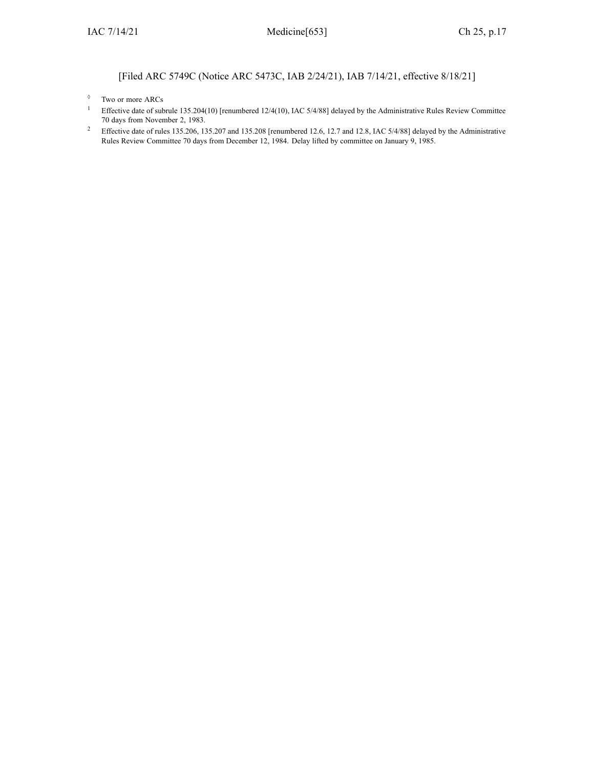[Filed ARC 5749C (Notice ARC 5473C, IAB 2/24/21), IAB 7/14/21, effective 8/18/21]

◊ Two or more ARCs

[1] Effective date of subrule 135.204(10) [renumbered 12/4(10), IAC 5/4/88] delayed by the Administrative Rules Review Committee 70 days from November 2, 1983.

[2] Effective date of rules 135.206, 135.207 and 135.208 [renumbered 12.6, 12.7 and 12.8, IAC 5/4/88] delayed by the Administrative Rules Review Committee 70 days from December 12, 1984. Delay lifted by committee on January 9, 1985.